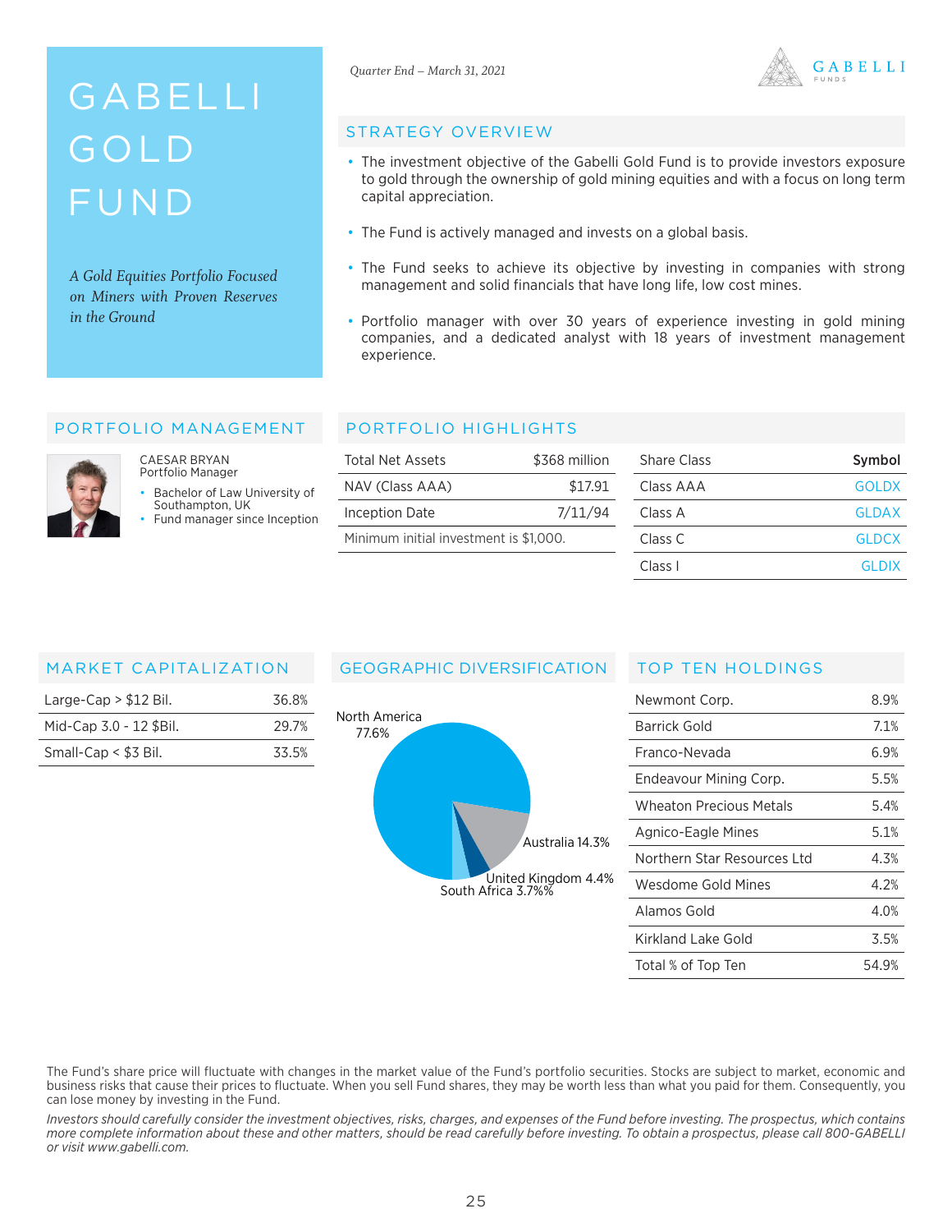# GABELLI GOLD FUND

*A Gold Equities Portfolio Focused on Miners with Proven Reserves in the Ground*

*Quarter End – March 31, 2021*

GABELLI FUNDS

## STRATEGY OVERVIEW

- The investment objective of the Gabelli Gold Fund is to provide investors exposure to gold through the ownership of gold mining equities and with a focus on long term capital appreciation.
- The Fund is actively managed and invests on a global basis.
- The Fund seeks to achieve its objective by investing in companies with strong management and solid financials that have long life, low cost mines.
- Portfolio manager with over 30 years of experience investing in gold mining companies, and a dedicated analyst with 18 years of investment management experience.

## PORTFOLIO MANAGEMENT

CAESAR BRYAN
Portfolio Manager

- Bachelor of Law University of Southampton, UK
- Fund manager since Inception

## PORTFOLIO HIGHLIGHTS

| | |
|---|---|
| Total Net Assets | $368 million |
| NAV (Class AAA) | $17.91 |
| Inception Date | 7/11/94 |
| Minimum initial investment is $1,000. | |

| Share Class | Symbol |
|---|---|
| Class AAA | GOLDX |
| Class A | GLDAX |
| Class C | GLDCX |
| Class I | GLDIX |

## MARKET CAPITALIZATION

| | |
|---|---|
| Large-Cap > $12 Bil. | 36.8% |
| Mid-Cap 3.0 - 12 $Bil. | 29.7% |
| Small-Cap < $3 Bil. | 33.5% |

## GEOGRAPHIC DIVERSIFICATION

- North America 77.6%
- Australia 14.3%
- United Kingdom 4.4%
- South Africa 3.7%%

## TOP TEN HOLDINGS

| | |
|---|---|
| Newmont Corp. | 8.9% |
| Barrick Gold | 7.1% |
| Franco-Nevada | 6.9% |
| Endeavour Mining Corp. | 5.5% |
| Wheaton Precious Metals | 5.4% |
| Agnico-Eagle Mines | 5.1% |
| Northern Star Resources Ltd | 4.3% |
| Wesdome Gold Mines | 4.2% |
| Alamos Gold | 4.0% |
| Kirkland Lake Gold | 3.5% |
| Total % of Top Ten | 54.9% |

The Fund's share price will fluctuate with changes in the market value of the Fund's portfolio securities. Stocks are subject to market, economic and business risks that cause their prices to fluctuate. When you sell Fund shares, they may be worth less than what you paid for them. Consequently, you can lose money by investing in the Fund.

*Investors should carefully consider the investment objectives, risks, charges, and expenses of the Fund before investing. The prospectus, which contains more complete information about these and other matters, should be read carefully before investing. To obtain a prospectus, please call 800-GABELLI or visit www.gabelli.com.*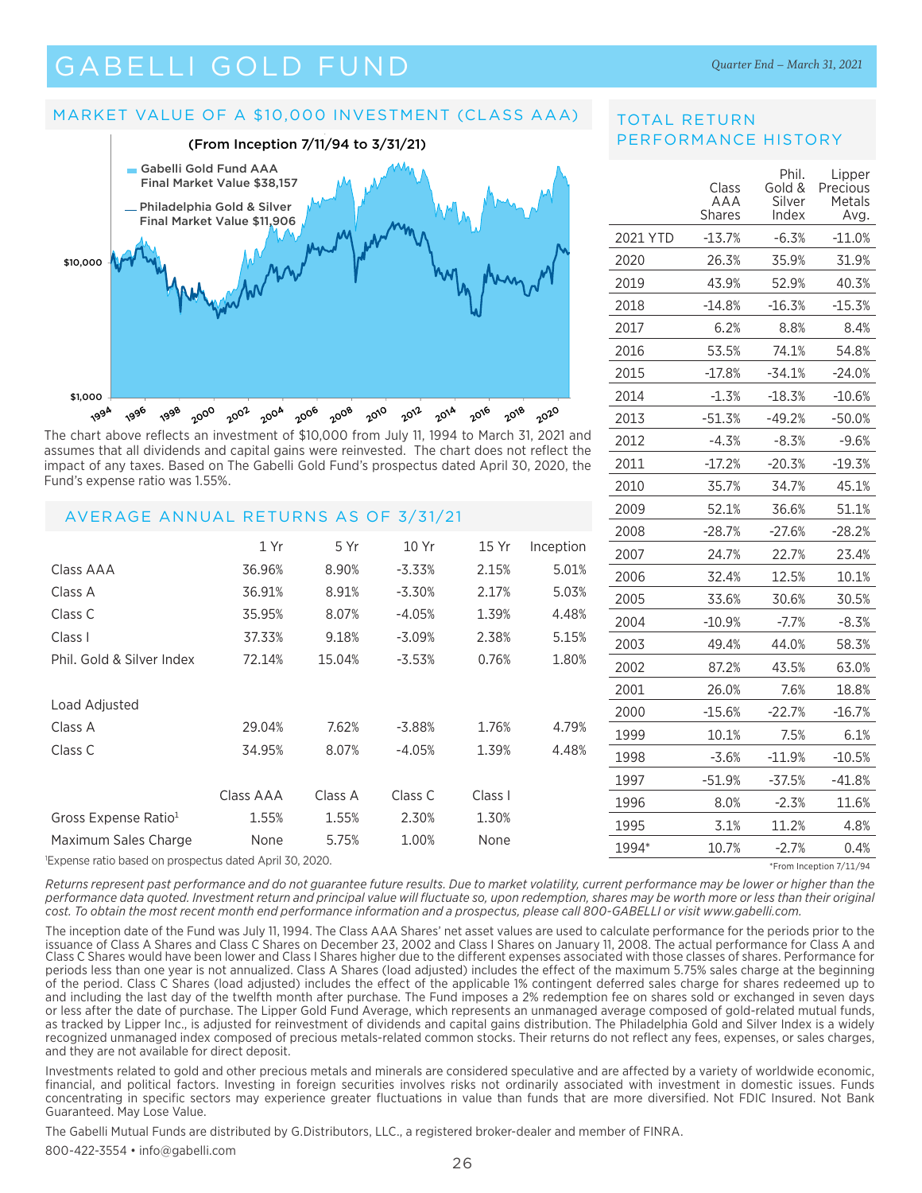# GABELLI GOLD FUND

*Quarter End – March 31, 2021*

## MARKET VALUE OF A $10,000 INVESTMENT (CLASS AAA)

(From Inception 7/11/94 to 3/31/21)

Gabelli Gold Fund AAA
Final Market Value $38,157

Philadelphia Gold & Silver
Final Market Value $11,906

$10,000

$1,000

1994 1996 1998 2000 2002 2004 2006 2008 2010 2012 2014 2016 2018 2020

The chart above reflects an investment of $10,000 from July 11, 1994 to March 31, 2021 and assumes that all dividends and capital gains were reinvested. The chart does not reflect the impact of any taxes. Based on The Gabelli Gold Fund's prospectus dated April 30, 2020, the Fund's expense ratio was 1.55%.

## AVERAGE ANNUAL RETURNS AS OF 3/31/21

| | 1 Yr | 5 Yr | 10 Yr | 15 Yr | Inception |
|---|---|---|---|---|---|
| Class AAA | 36.96% | 8.90% | -3.33% | 2.15% | 5.01% |
| Class A | 36.91% | 8.91% | -3.30% | 2.17% | 5.03% |
| Class C | 35.95% | 8.07% | -4.05% | 1.39% | 4.48% |
| Class I | 37.33% | 9.18% | -3.09% | 2.38% | 5.15% |
| Phil. Gold & Silver Index | 72.14% | 15.04% | -3.53% | 0.76% | 1.80% |
| Load Adjusted | | | | | |
| Class A | 29.04% | 7.62% | -3.88% | 1.76% | 4.79% |
| Class C | 34.95% | 8.07% | -4.05% | 1.39% | 4.48% |

| | Class AAA | Class A | Class C | Class I |
|---|---|---|---|---|
| Gross Expense Ratio[1] | 1.55% | 1.55% | 2.30% | 1.30% |
| Maximum Sales Charge | None | 5.75% | 1.00% | None |

[1]Expense ratio based on prospectus dated April 30, 2020.

## TOTAL RETURN PERFORMANCE HISTORY

| | Class AAA Shares | Phil. Gold & Silver Index | Lipper Precious Metals Avg. |
|---|---|---|---|
| 2021 YTD | -13.7% | -6.3% | -11.0% |
| 2020 | 26.3% | 35.9% | 31.9% |
| 2019 | 43.9% | 52.9% | 40.3% |
| 2018 | -14.8% | -16.3% | -15.3% |
| 2017 | 6.2% | 8.8% | 8.4% |
| 2016 | 53.5% | 74.1% | 54.8% |
| 2015 | -17.8% | -34.1% | -24.0% |
| 2014 | -1.3% | -18.3% | -10.6% |
| 2013 | -51.3% | -49.2% | -50.0% |
| 2012 | -4.3% | -8.3% | -9.6% |
| 2011 | -17.2% | -20.3% | -19.3% |
| 2010 | 35.7% | 34.7% | 45.1% |
| 2009 | 52.1% | 36.6% | 51.1% |
| 2008 | -28.7% | -27.6% | -28.2% |
| 2007 | 24.7% | 22.7% | 23.4% |
| 2006 | 32.4% | 12.5% | 10.1% |
| 2005 | 33.6% | 30.6% | 30.5% |
| 2004 | -10.9% | -7.7% | -8.3% |
| 2003 | 49.4% | 44.0% | 58.3% |
| 2002 | 87.2% | 43.5% | 63.0% |
| 2001 | 26.0% | 7.6% | 18.8% |
| 2000 | -15.6% | -22.7% | -16.7% |
| 1999 | 10.1% | 7.5% | 6.1% |
| 1998 | -3.6% | -11.9% | -10.5% |
| 1997 | -51.9% | -37.5% | -41.8% |
| 1996 | 8.0% | -2.3% | 11.6% |
| 1995 | 3.1% | 11.2% | 4.8% |
| 1994* | 10.7% | -2.7% | 0.4% |

*From Inception 7/11/94

*Returns represent past performance and do not guarantee future results. Due to market volatility, current performance may be lower or higher than the performance data quoted. Investment return and principal value will fluctuate so, upon redemption, shares may be worth more or less than their original cost. To obtain the most recent month end performance information and a prospectus, please call 800-GABELLI or visit www.gabelli.com.*

The inception date of the Fund was July 11, 1994. The Class AAA Shares' net asset values are used to calculate performance for the periods prior to the issuance of Class A Shares and Class C Shares on December 23, 2002 and Class I Shares on January 11, 2008. The actual performance for Class A and Class C Shares would have been lower and Class I Shares higher due to the different expenses associated with those classes of shares. Performance for periods less than one year is not annualized. Class A Shares (load adjusted) includes the effect of the maximum 5.75% sales charge at the beginning of the period. Class C Shares (load adjusted) includes the effect of the applicable 1% contingent deferred sales charge for shares redeemed up to and including the last day of the twelfth month after purchase. The Fund imposes a 2% redemption fee on shares sold or exchanged in seven days or less after the date of purchase. The Lipper Gold Fund Average, which represents an unmanaged average composed of gold-related mutual funds, as tracked by Lipper Inc., is adjusted for reinvestment of dividends and capital gains distribution. The Philadelphia Gold and Silver Index is a widely recognized unmanaged index composed of precious metals-related common stocks. Their returns do not reflect any fees, expenses, or sales charges, and they are not available for direct deposit.

Investments related to gold and other precious metals and minerals are considered speculative and are affected by a variety of worldwide economic, financial, and political factors. Investing in foreign securities involves risks not ordinarily associated with investment in domestic issues. Funds concentrating in specific sectors may experience greater fluctuations in value than funds that are more diversified. Not FDIC Insured. Not Bank Guaranteed. May Lose Value.

The Gabelli Mutual Funds are distributed by G.Distributors, LLC., a registered broker-dealer and member of FINRA.

800-422-3554 • info@gabelli.com